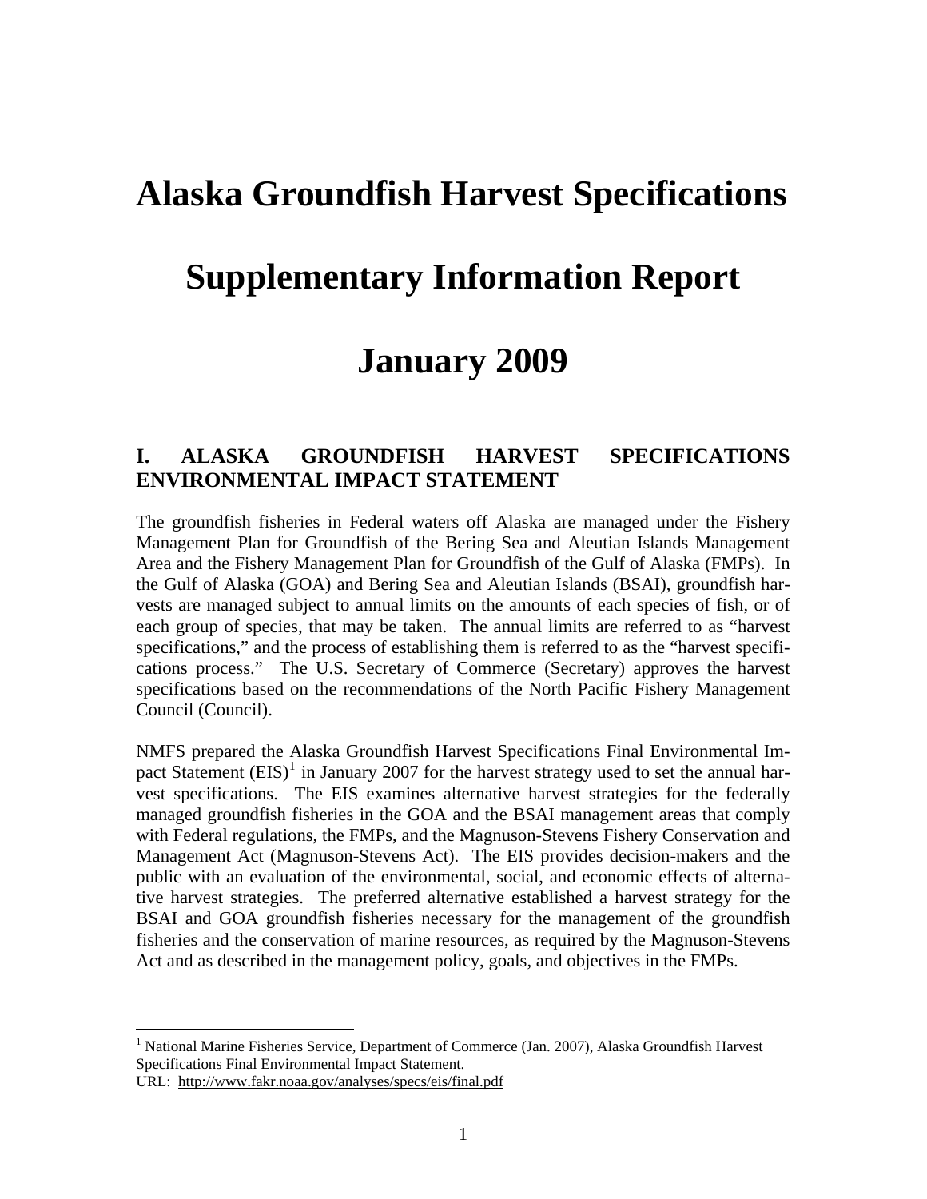# Alaska Groundfish Harvest Specifications

# Supplementary Information Report

# January 2009

## I. ALASKA GROUNDFISH HARVEST SPECIFICATIONS ENVIRONMENTAL IMPACT STATEMENT

The groundfish fisheries in Federal waters off Alaska are managed under the Fishery Management Plan for Groundfish of the Bering Sea and Aleutian Islands Management Area and the Fishery Management Plan for Groundfish of the Gulf of Alaska (FMPs). In the Gulf of Alaska (GOA) and Bering Sea and Aleutian Islands (BSAI), groundfish harvests are managed subject to annual limits on the amounts of each species of fish, or of each group of species, that may be taken. The annual limits are referred to as "harvest specifications," and the process of establishing them is referred to as the "harvest specifications process." The U.S. Secretary of Commerce (Secretary) approves the harvest specifications based on the recommendations of the North Pacific Fishery Management Council (Council).

NMFS prepared the Alaska Groundfish Harvest Specifications Final Environmental Impact Statement (EIS)[1] in January 2007 for the harvest strategy used to set the annual harvest specifications. The EIS examines alternative harvest strategies for the federally managed groundfish fisheries in the GOA and the BSAI management areas that comply with Federal regulations, the FMPs, and the Magnuson-Stevens Fishery Conservation and Management Act (Magnuson-Stevens Act). The EIS provides decision-makers and the public with an evaluation of the environmental, social, and economic effects of alternative harvest strategies. The preferred alternative established a harvest strategy for the BSAI and GOA groundfish fisheries necessary for the management of the groundfish fisheries and the conservation of marine resources, as required by the Magnuson-Stevens Act and as described in the management policy, goals, and objectives in the FMPs.

[1] National Marine Fisheries Service, Department of Commerce (Jan. 2007), Alaska Groundfish Harvest Specifications Final Environmental Impact Statement.
URL: http://www.fakr.noaa.gov/analyses/specs/eis/final.pdf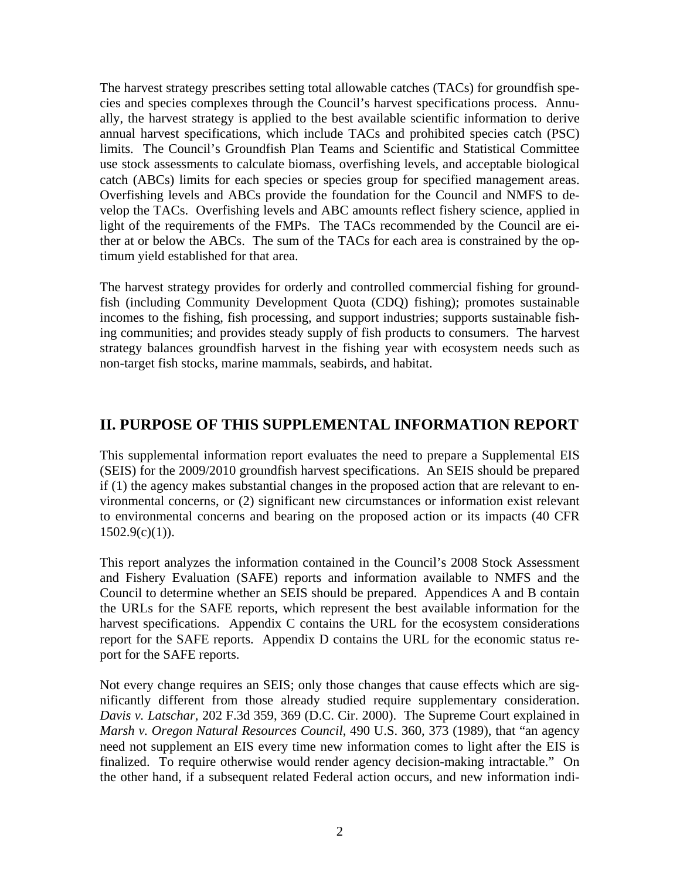The harvest strategy prescribes setting total allowable catches (TACs) for groundfish species and species complexes through the Council's harvest specifications process. Annually, the harvest strategy is applied to the best available scientific information to derive annual harvest specifications, which include TACs and prohibited species catch (PSC) limits. The Council's Groundfish Plan Teams and Scientific and Statistical Committee use stock assessments to calculate biomass, overfishing levels, and acceptable biological catch (ABCs) limits for each species or species group for specified management areas. Overfishing levels and ABCs provide the foundation for the Council and NMFS to develop the TACs. Overfishing levels and ABC amounts reflect fishery science, applied in light of the requirements of the FMPs. The TACs recommended by the Council are either at or below the ABCs. The sum of the TACs for each area is constrained by the optimum yield established for that area.

The harvest strategy provides for orderly and controlled commercial fishing for groundfish (including Community Development Quota (CDQ) fishing); promotes sustainable incomes to the fishing, fish processing, and support industries; supports sustainable fishing communities; and provides steady supply of fish products to consumers. The harvest strategy balances groundfish harvest in the fishing year with ecosystem needs such as non-target fish stocks, marine mammals, seabirds, and habitat.

## II. PURPOSE OF THIS SUPPLEMENTAL INFORMATION REPORT

This supplemental information report evaluates the need to prepare a Supplemental EIS (SEIS) for the 2009/2010 groundfish harvest specifications. An SEIS should be prepared if (1) the agency makes substantial changes in the proposed action that are relevant to environmental concerns, or (2) significant new circumstances or information exist relevant to environmental concerns and bearing on the proposed action or its impacts (40 CFR 1502.9(c)(1)).

This report analyzes the information contained in the Council's 2008 Stock Assessment and Fishery Evaluation (SAFE) reports and information available to NMFS and the Council to determine whether an SEIS should be prepared. Appendices A and B contain the URLs for the SAFE reports, which represent the best available information for the harvest specifications. Appendix C contains the URL for the ecosystem considerations report for the SAFE reports. Appendix D contains the URL for the economic status report for the SAFE reports.

Not every change requires an SEIS; only those changes that cause effects which are significantly different from those already studied require supplementary consideration. *Davis v. Latschar*, 202 F.3d 359, 369 (D.C. Cir. 2000). The Supreme Court explained in *Marsh v. Oregon Natural Resources Council*, 490 U.S. 360, 373 (1989), that "an agency need not supplement an EIS every time new information comes to light after the EIS is finalized. To require otherwise would render agency decision-making intractable." On the other hand, if a subsequent related Federal action occurs, and new information indi-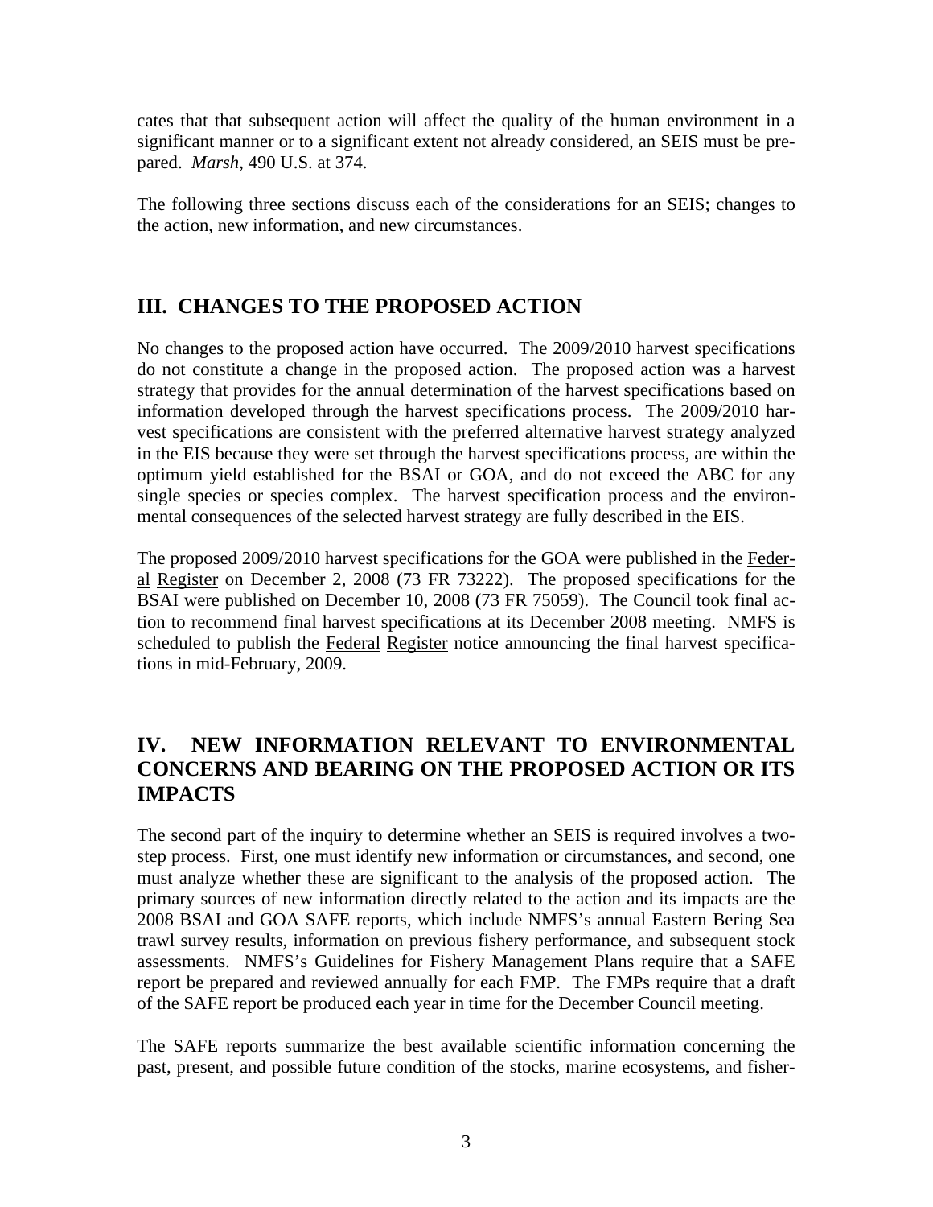cates that that subsequent action will affect the quality of the human environment in a significant manner or to a significant extent not already considered, an SEIS must be prepared. *Marsh*, 490 U.S. at 374.

The following three sections discuss each of the considerations for an SEIS; changes to the action, new information, and new circumstances.

## III. CHANGES TO THE PROPOSED ACTION

No changes to the proposed action have occurred. The 2009/2010 harvest specifications do not constitute a change in the proposed action. The proposed action was a harvest strategy that provides for the annual determination of the harvest specifications based on information developed through the harvest specifications process. The 2009/2010 harvest specifications are consistent with the preferred alternative harvest strategy analyzed in the EIS because they were set through the harvest specifications process, are within the optimum yield established for the BSAI or GOA, and do not exceed the ABC for any single species or species complex. The harvest specification process and the environmental consequences of the selected harvest strategy are fully described in the EIS.

The proposed 2009/2010 harvest specifications for the GOA were published in the Federal Register on December 2, 2008 (73 FR 73222). The proposed specifications for the BSAI were published on December 10, 2008 (73 FR 75059). The Council took final action to recommend final harvest specifications at its December 2008 meeting. NMFS is scheduled to publish the Federal Register notice announcing the final harvest specifications in mid-February, 2009.

## IV. NEW INFORMATION RELEVANT TO ENVIRONMENTAL CONCERNS AND BEARING ON THE PROPOSED ACTION OR ITS IMPACTS

The second part of the inquiry to determine whether an SEIS is required involves a two-step process. First, one must identify new information or circumstances, and second, one must analyze whether these are significant to the analysis of the proposed action. The primary sources of new information directly related to the action and its impacts are the 2008 BSAI and GOA SAFE reports, which include NMFS's annual Eastern Bering Sea trawl survey results, information on previous fishery performance, and subsequent stock assessments. NMFS's Guidelines for Fishery Management Plans require that a SAFE report be prepared and reviewed annually for each FMP. The FMPs require that a draft of the SAFE report be produced each year in time for the December Council meeting.

The SAFE reports summarize the best available scientific information concerning the past, present, and possible future condition of the stocks, marine ecosystems, and fisher-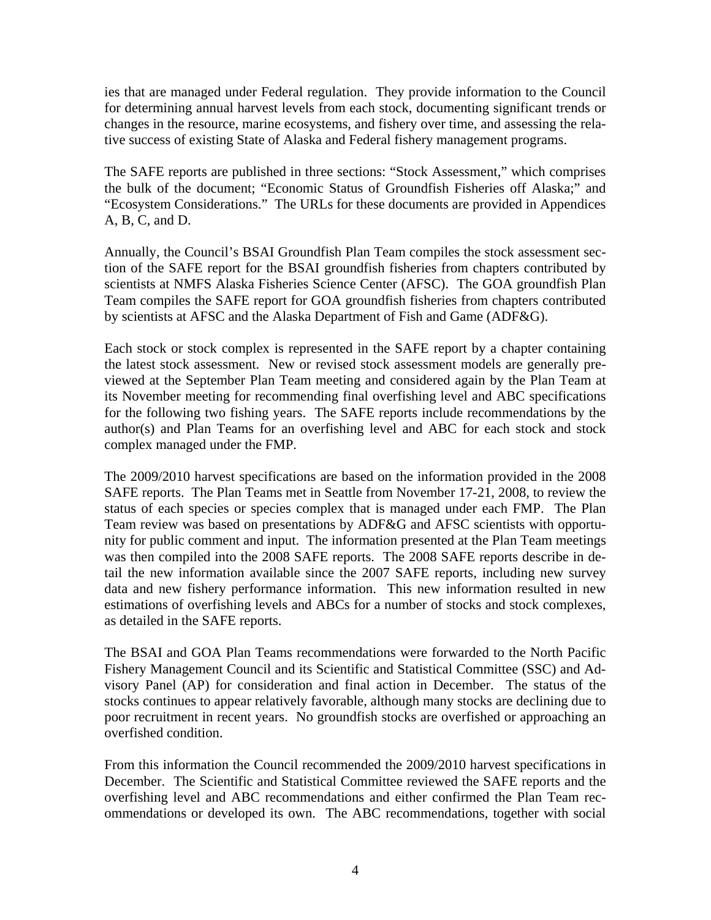ies that are managed under Federal regulation. They provide information to the Council for determining annual harvest levels from each stock, documenting significant trends or changes in the resource, marine ecosystems, and fishery over time, and assessing the relative success of existing State of Alaska and Federal fishery management programs.

The SAFE reports are published in three sections: "Stock Assessment," which comprises the bulk of the document; "Economic Status of Groundfish Fisheries off Alaska;" and "Ecosystem Considerations." The URLs for these documents are provided in Appendices A, B, C, and D.

Annually, the Council's BSAI Groundfish Plan Team compiles the stock assessment section of the SAFE report for the BSAI groundfish fisheries from chapters contributed by scientists at NMFS Alaska Fisheries Science Center (AFSC). The GOA groundfish Plan Team compiles the SAFE report for GOA groundfish fisheries from chapters contributed by scientists at AFSC and the Alaska Department of Fish and Game (ADF&G).

Each stock or stock complex is represented in the SAFE report by a chapter containing the latest stock assessment. New or revised stock assessment models are generally previewed at the September Plan Team meeting and considered again by the Plan Team at its November meeting for recommending final overfishing level and ABC specifications for the following two fishing years. The SAFE reports include recommendations by the author(s) and Plan Teams for an overfishing level and ABC for each stock and stock complex managed under the FMP.

The 2009/2010 harvest specifications are based on the information provided in the 2008 SAFE reports. The Plan Teams met in Seattle from November 17-21, 2008, to review the status of each species or species complex that is managed under each FMP. The Plan Team review was based on presentations by ADF&G and AFSC scientists with opportunity for public comment and input. The information presented at the Plan Team meetings was then compiled into the 2008 SAFE reports. The 2008 SAFE reports describe in detail the new information available since the 2007 SAFE reports, including new survey data and new fishery performance information. This new information resulted in new estimations of overfishing levels and ABCs for a number of stocks and stock complexes, as detailed in the SAFE reports.

The BSAI and GOA Plan Teams recommendations were forwarded to the North Pacific Fishery Management Council and its Scientific and Statistical Committee (SSC) and Advisory Panel (AP) for consideration and final action in December. The status of the stocks continues to appear relatively favorable, although many stocks are declining due to poor recruitment in recent years. No groundfish stocks are overfished or approaching an overfished condition.

From this information the Council recommended the 2009/2010 harvest specifications in December. The Scientific and Statistical Committee reviewed the SAFE reports and the overfishing level and ABC recommendations and either confirmed the Plan Team recommendations or developed its own. The ABC recommendations, together with social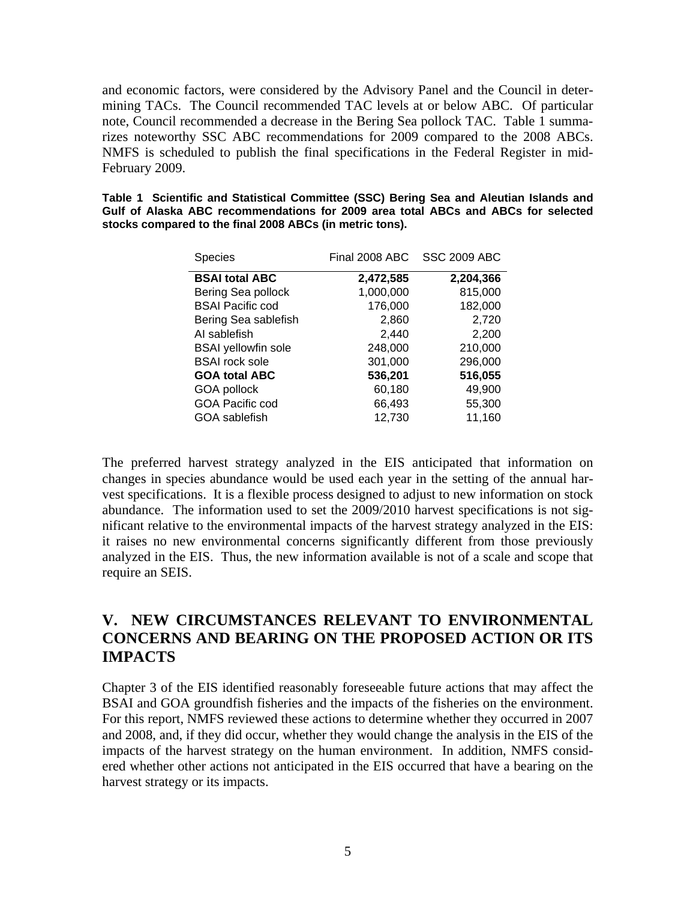and economic factors, were considered by the Advisory Panel and the Council in determining TACs. The Council recommended TAC levels at or below ABC. Of particular note, Council recommended a decrease in the Bering Sea pollock TAC. Table 1 summarizes noteworthy SSC ABC recommendations for 2009 compared to the 2008 ABCs. NMFS is scheduled to publish the final specifications in the Federal Register in mid-February 2009.

**Table 1 Scientific and Statistical Committee (SSC) Bering Sea and Aleutian Islands and Gulf of Alaska ABC recommendations for 2009 area total ABCs and ABCs for selected stocks compared to the final 2008 ABCs (in metric tons).**

| Species | Final 2008 ABC | SSC 2009 ABC |
|---|---|---|
| **BSAI total ABC** | **2,472,585** | **2,204,366** |
| Bering Sea pollock | 1,000,000 | 815,000 |
| BSAI Pacific cod | 176,000 | 182,000 |
| Bering Sea sablefish | 2,860 | 2,720 |
| AI sablefish | 2,440 | 2,200 |
| BSAI yellowfin sole | 248,000 | 210,000 |
| BSAI rock sole | 301,000 | 296,000 |
| **GOA total ABC** | **536,201** | **516,055** |
| GOA pollock | 60,180 | 49,900 |
| GOA Pacific cod | 66,493 | 55,300 |
| GOA sablefish | 12,730 | 11,160 |

The preferred harvest strategy analyzed in the EIS anticipated that information on changes in species abundance would be used each year in the setting of the annual harvest specifications. It is a flexible process designed to adjust to new information on stock abundance. The information used to set the 2009/2010 harvest specifications is not significant relative to the environmental impacts of the harvest strategy analyzed in the EIS: it raises no new environmental concerns significantly different from those previously analyzed in the EIS. Thus, the new information available is not of a scale and scope that require an SEIS.

## V. NEW CIRCUMSTANCES RELEVANT TO ENVIRONMENTAL CONCERNS AND BEARING ON THE PROPOSED ACTION OR ITS IMPACTS

Chapter 3 of the EIS identified reasonably foreseeable future actions that may affect the BSAI and GOA groundfish fisheries and the impacts of the fisheries on the environment. For this report, NMFS reviewed these actions to determine whether they occurred in 2007 and 2008, and, if they did occur, whether they would change the analysis in the EIS of the impacts of the harvest strategy on the human environment. In addition, NMFS considered whether other actions not anticipated in the EIS occurred that have a bearing on the harvest strategy or its impacts.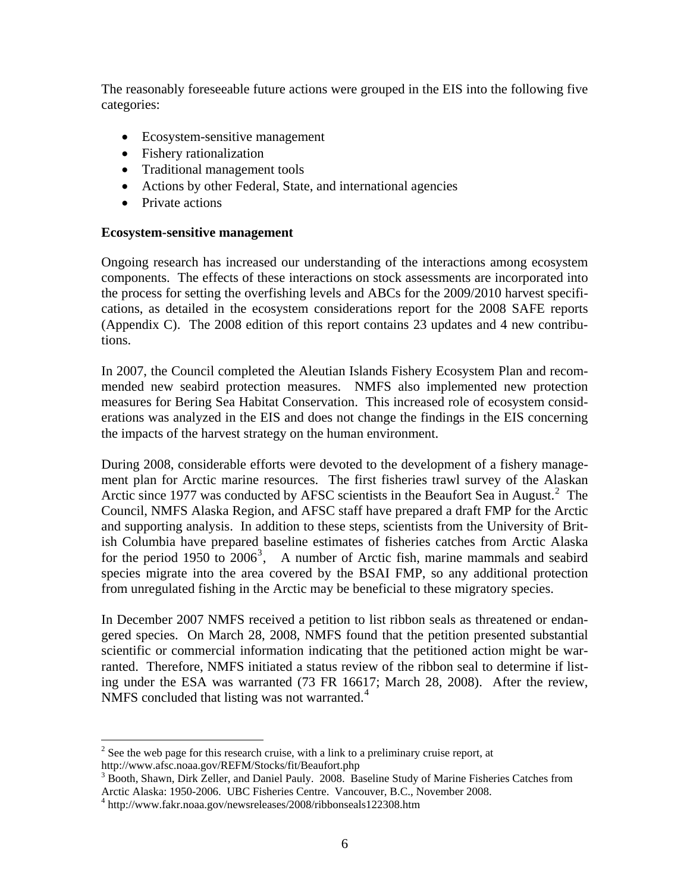The reasonably foreseeable future actions were grouped in the EIS into the following five categories:

- Ecosystem-sensitive management
- Fishery rationalization
- Traditional management tools
- Actions by other Federal, State, and international agencies
- Private actions

**Ecosystem-sensitive management**

Ongoing research has increased our understanding of the interactions among ecosystem components. The effects of these interactions on stock assessments are incorporated into the process for setting the overfishing levels and ABCs for the 2009/2010 harvest specifications, as detailed in the ecosystem considerations report for the 2008 SAFE reports (Appendix C). The 2008 edition of this report contains 23 updates and 4 new contributions.

In 2007, the Council completed the Aleutian Islands Fishery Ecosystem Plan and recommended new seabird protection measures. NMFS also implemented new protection measures for Bering Sea Habitat Conservation. This increased role of ecosystem considerations was analyzed in the EIS and does not change the findings in the EIS concerning the impacts of the harvest strategy on the human environment.

During 2008, considerable efforts were devoted to the development of a fishery management plan for Arctic marine resources. The first fisheries trawl survey of the Alaskan Arctic since 1977 was conducted by AFSC scientists in the Beaufort Sea in August.[2] The Council, NMFS Alaska Region, and AFSC staff have prepared a draft FMP for the Arctic and supporting analysis. In addition to these steps, scientists from the University of British Columbia have prepared baseline estimates of fisheries catches from Arctic Alaska for the period 1950 to 2006[3], A number of Arctic fish, marine mammals and seabird species migrate into the area covered by the BSAI FMP, so any additional protection from unregulated fishing in the Arctic may be beneficial to these migratory species.

In December 2007 NMFS received a petition to list ribbon seals as threatened or endangered species. On March 28, 2008, NMFS found that the petition presented substantial scientific or commercial information indicating that the petitioned action might be warranted. Therefore, NMFS initiated a status review of the ribbon seal to determine if listing under the ESA was warranted (73 FR 16617; March 28, 2008). After the review, NMFS concluded that listing was not warranted.[4]

---

[2] See the web page for this research cruise, with a link to a preliminary cruise report, at http://www.afsc.noaa.gov/REFM/Stocks/fit/Beaufort.php

[3] Booth, Shawn, Dirk Zeller, and Daniel Pauly. 2008. Baseline Study of Marine Fisheries Catches from Arctic Alaska: 1950-2006. UBC Fisheries Centre. Vancouver, B.C., November 2008.

[4] http://www.fakr.noaa.gov/newsreleases/2008/ribbonseals122308.htm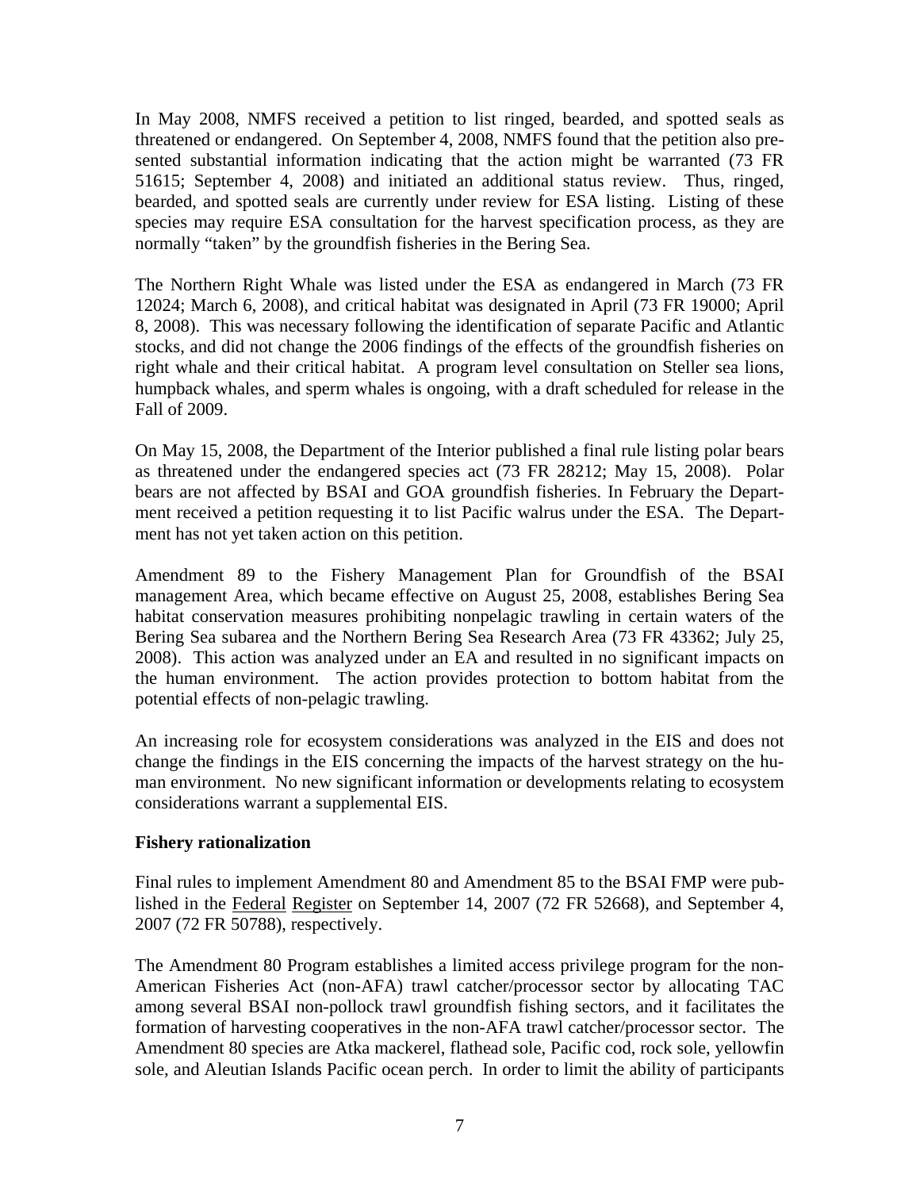In May 2008, NMFS received a petition to list ringed, bearded, and spotted seals as threatened or endangered. On September 4, 2008, NMFS found that the petition also presented substantial information indicating that the action might be warranted (73 FR 51615; September 4, 2008) and initiated an additional status review. Thus, ringed, bearded, and spotted seals are currently under review for ESA listing. Listing of these species may require ESA consultation for the harvest specification process, as they are normally "taken" by the groundfish fisheries in the Bering Sea.

The Northern Right Whale was listed under the ESA as endangered in March (73 FR 12024; March 6, 2008), and critical habitat was designated in April (73 FR 19000; April 8, 2008). This was necessary following the identification of separate Pacific and Atlantic stocks, and did not change the 2006 findings of the effects of the groundfish fisheries on right whale and their critical habitat. A program level consultation on Steller sea lions, humpback whales, and sperm whales is ongoing, with a draft scheduled for release in the Fall of 2009.

On May 15, 2008, the Department of the Interior published a final rule listing polar bears as threatened under the endangered species act (73 FR 28212; May 15, 2008). Polar bears are not affected by BSAI and GOA groundfish fisheries. In February the Department received a petition requesting it to list Pacific walrus under the ESA. The Department has not yet taken action on this petition.

Amendment 89 to the Fishery Management Plan for Groundfish of the BSAI management Area, which became effective on August 25, 2008, establishes Bering Sea habitat conservation measures prohibiting nonpelagic trawling in certain waters of the Bering Sea subarea and the Northern Bering Sea Research Area (73 FR 43362; July 25, 2008). This action was analyzed under an EA and resulted in no significant impacts on the human environment. The action provides protection to bottom habitat from the potential effects of non-pelagic trawling.

An increasing role for ecosystem considerations was analyzed in the EIS and does not change the findings in the EIS concerning the impacts of the harvest strategy on the human environment. No new significant information or developments relating to ecosystem considerations warrant a supplemental EIS.

**Fishery rationalization**

Final rules to implement Amendment 80 and Amendment 85 to the BSAI FMP were published in the Federal Register on September 14, 2007 (72 FR 52668), and September 4, 2007 (72 FR 50788), respectively.

The Amendment 80 Program establishes a limited access privilege program for the non-American Fisheries Act (non-AFA) trawl catcher/processor sector by allocating TAC among several BSAI non-pollock trawl groundfish fishing sectors, and it facilitates the formation of harvesting cooperatives in the non-AFA trawl catcher/processor sector. The Amendment 80 species are Atka mackerel, flathead sole, Pacific cod, rock sole, yellowfin sole, and Aleutian Islands Pacific ocean perch. In order to limit the ability of participants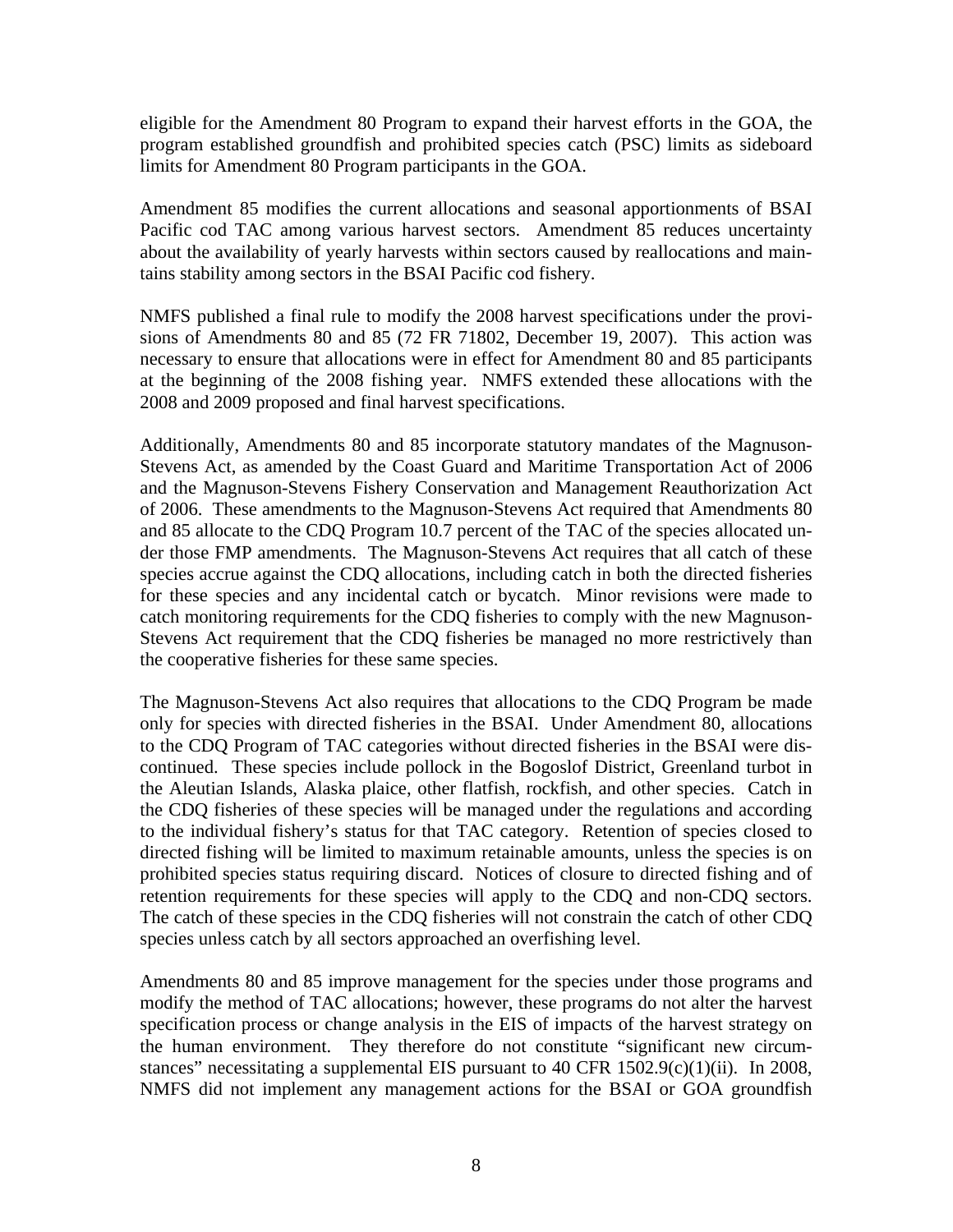eligible for the Amendment 80 Program to expand their harvest efforts in the GOA, the program established groundfish and prohibited species catch (PSC) limits as sideboard limits for Amendment 80 Program participants in the GOA.

Amendment 85 modifies the current allocations and seasonal apportionments of BSAI Pacific cod TAC among various harvest sectors. Amendment 85 reduces uncertainty about the availability of yearly harvests within sectors caused by reallocations and maintains stability among sectors in the BSAI Pacific cod fishery.

NMFS published a final rule to modify the 2008 harvest specifications under the provisions of Amendments 80 and 85 (72 FR 71802, December 19, 2007). This action was necessary to ensure that allocations were in effect for Amendment 80 and 85 participants at the beginning of the 2008 fishing year. NMFS extended these allocations with the 2008 and 2009 proposed and final harvest specifications.

Additionally, Amendments 80 and 85 incorporate statutory mandates of the Magnuson-Stevens Act, as amended by the Coast Guard and Maritime Transportation Act of 2006 and the Magnuson-Stevens Fishery Conservation and Management Reauthorization Act of 2006. These amendments to the Magnuson-Stevens Act required that Amendments 80 and 85 allocate to the CDQ Program 10.7 percent of the TAC of the species allocated under those FMP amendments. The Magnuson-Stevens Act requires that all catch of these species accrue against the CDQ allocations, including catch in both the directed fisheries for these species and any incidental catch or bycatch. Minor revisions were made to catch monitoring requirements for the CDQ fisheries to comply with the new Magnuson-Stevens Act requirement that the CDQ fisheries be managed no more restrictively than the cooperative fisheries for these same species.

The Magnuson-Stevens Act also requires that allocations to the CDQ Program be made only for species with directed fisheries in the BSAI. Under Amendment 80, allocations to the CDQ Program of TAC categories without directed fisheries in the BSAI were discontinued. These species include pollock in the Bogoslof District, Greenland turbot in the Aleutian Islands, Alaska plaice, other flatfish, rockfish, and other species. Catch in the CDQ fisheries of these species will be managed under the regulations and according to the individual fishery's status for that TAC category. Retention of species closed to directed fishing will be limited to maximum retainable amounts, unless the species is on prohibited species status requiring discard. Notices of closure to directed fishing and of retention requirements for these species will apply to the CDQ and non-CDQ sectors. The catch of these species in the CDQ fisheries will not constrain the catch of other CDQ species unless catch by all sectors approached an overfishing level.

Amendments 80 and 85 improve management for the species under those programs and modify the method of TAC allocations; however, these programs do not alter the harvest specification process or change analysis in the EIS of impacts of the harvest strategy on the human environment. They therefore do not constitute "significant new circumstances" necessitating a supplemental EIS pursuant to 40 CFR 1502.9(c)(1)(ii). In 2008, NMFS did not implement any management actions for the BSAI or GOA groundfish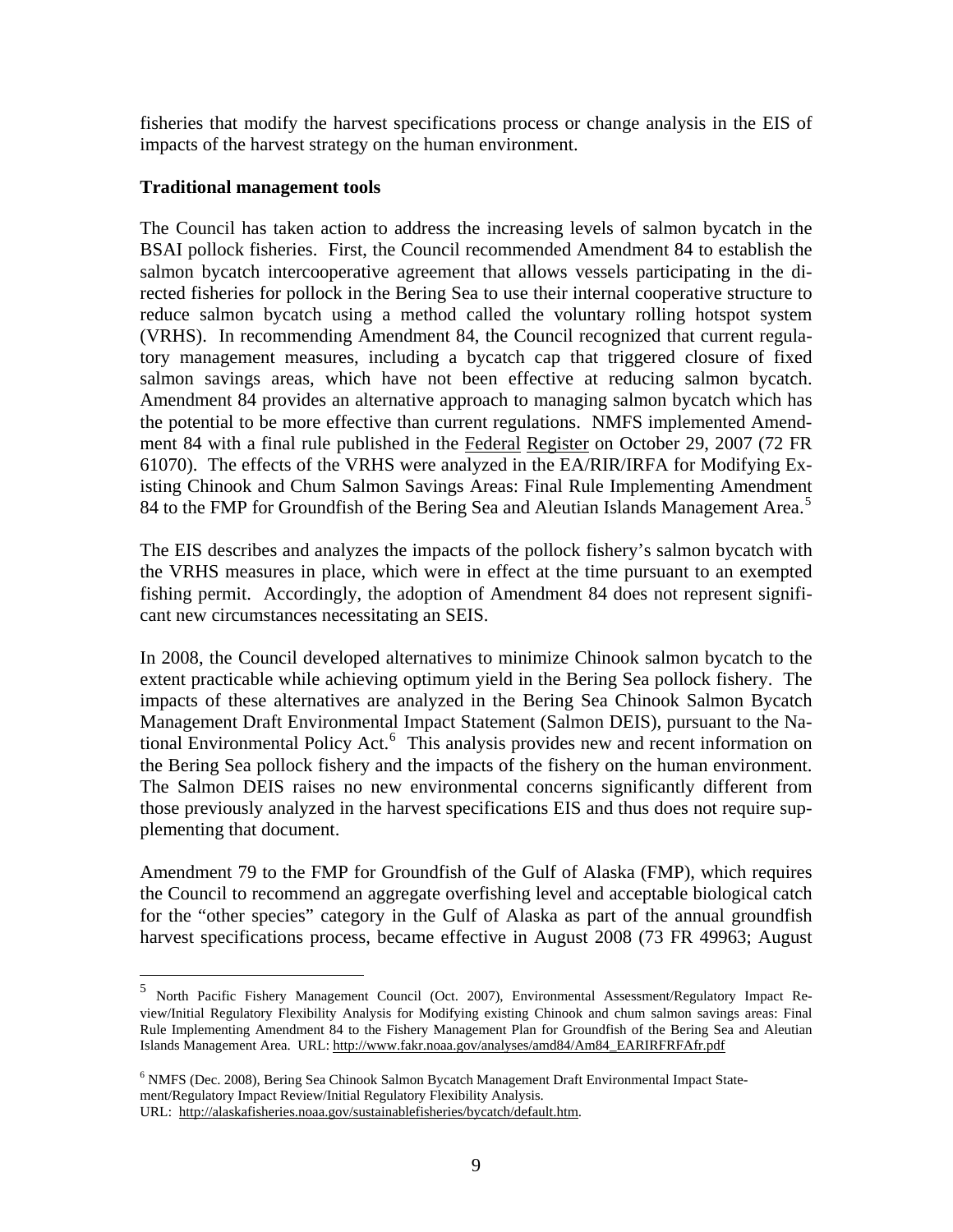fisheries that modify the harvest specifications process or change analysis in the EIS of impacts of the harvest strategy on the human environment.

**Traditional management tools**

The Council has taken action to address the increasing levels of salmon bycatch in the BSAI pollock fisheries. First, the Council recommended Amendment 84 to establish the salmon bycatch intercooperative agreement that allows vessels participating in the directed fisheries for pollock in the Bering Sea to use their internal cooperative structure to reduce salmon bycatch using a method called the voluntary rolling hotspot system (VRHS). In recommending Amendment 84, the Council recognized that current regulatory management measures, including a bycatch cap that triggered closure of fixed salmon savings areas, which have not been effective at reducing salmon bycatch. Amendment 84 provides an alternative approach to managing salmon bycatch which has the potential to be more effective than current regulations. NMFS implemented Amendment 84 with a final rule published in the Federal Register on October 29, 2007 (72 FR 61070). The effects of the VRHS were analyzed in the EA/RIR/IRFA for Modifying Existing Chinook and Chum Salmon Savings Areas: Final Rule Implementing Amendment 84 to the FMP for Groundfish of the Bering Sea and Aleutian Islands Management Area.[5]

The EIS describes and analyzes the impacts of the pollock fishery's salmon bycatch with the VRHS measures in place, which were in effect at the time pursuant to an exempted fishing permit. Accordingly, the adoption of Amendment 84 does not represent significant new circumstances necessitating an SEIS.

In 2008, the Council developed alternatives to minimize Chinook salmon bycatch to the extent practicable while achieving optimum yield in the Bering Sea pollock fishery. The impacts of these alternatives are analyzed in the Bering Sea Chinook Salmon Bycatch Management Draft Environmental Impact Statement (Salmon DEIS), pursuant to the National Environmental Policy Act.[6] This analysis provides new and recent information on the Bering Sea pollock fishery and the impacts of the fishery on the human environment. The Salmon DEIS raises no new environmental concerns significantly different from those previously analyzed in the harvest specifications EIS and thus does not require supplementing that document.

Amendment 79 to the FMP for Groundfish of the Gulf of Alaska (FMP), which requires the Council to recommend an aggregate overfishing level and acceptable biological catch for the "other species" category in the Gulf of Alaska as part of the annual groundfish harvest specifications process, became effective in August 2008 (73 FR 49963; August

---

[5] North Pacific Fishery Management Council (Oct. 2007), Environmental Assessment/Regulatory Impact Review/Initial Regulatory Flexibility Analysis for Modifying existing Chinook and chum salmon savings areas: Final Rule Implementing Amendment 84 to the Fishery Management Plan for Groundfish of the Bering Sea and Aleutian Islands Management Area. URL: http://www.fakr.noaa.gov/analyses/amd84/Am84_EARIRFRFAfr.pdf

[6] NMFS (Dec. 2008), Bering Sea Chinook Salmon Bycatch Management Draft Environmental Impact Statement/Regulatory Impact Review/Initial Regulatory Flexibility Analysis.
URL: http://alaskafisheries.noaa.gov/sustainablefisheries/bycatch/default.htm.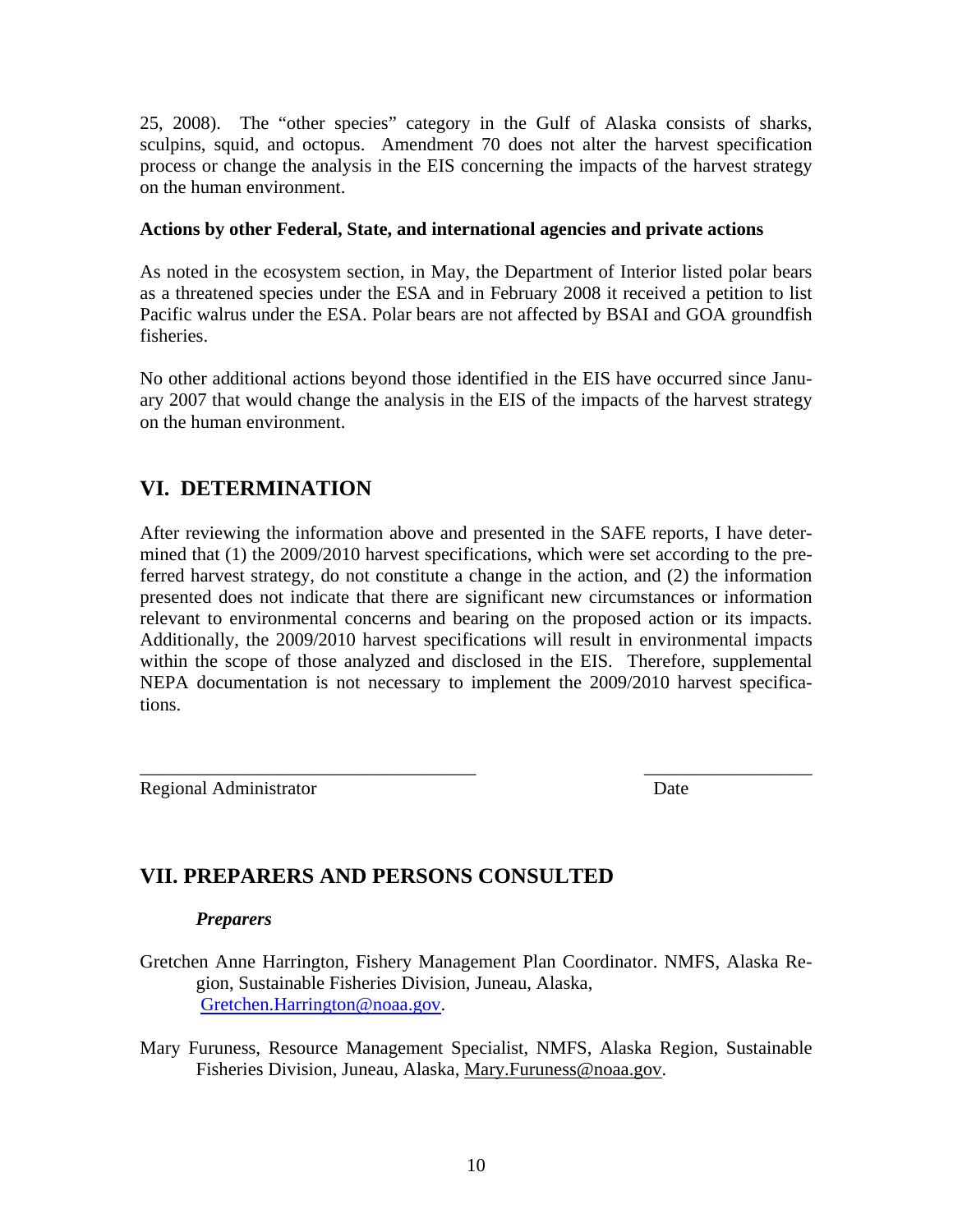25, 2008). The "other species" category in the Gulf of Alaska consists of sharks, sculpins, squid, and octopus. Amendment 70 does not alter the harvest specification process or change the analysis in the EIS concerning the impacts of the harvest strategy on the human environment.

**Actions by other Federal, State, and international agencies and private actions**

As noted in the ecosystem section, in May, the Department of Interior listed polar bears as a threatened species under the ESA and in February 2008 it received a petition to list Pacific walrus under the ESA. Polar bears are not affected by BSAI and GOA groundfish fisheries.

No other additional actions beyond those identified in the EIS have occurred since January 2007 that would change the analysis in the EIS of the impacts of the harvest strategy on the human environment.

## VI. DETERMINATION

After reviewing the information above and presented in the SAFE reports, I have determined that (1) the 2009/2010 harvest specifications, which were set according to the preferred harvest strategy, do not constitute a change in the action, and (2) the information presented does not indicate that there are significant new circumstances or information relevant to environmental concerns and bearing on the proposed action or its impacts. Additionally, the 2009/2010 harvest specifications will result in environmental impacts within the scope of those analyzed and disclosed in the EIS. Therefore, supplemental NEPA documentation is not necessary to implement the 2009/2010 harvest specifications.

\_\_\_\_\_\_\_\_\_\_\_\_\_\_\_\_\_\_\_\_\_\_\_\_\_\_\_\_\_\_\_\_\_\_\_\_ \_\_\_\_\_\_\_\_\_\_\_\_\_\_\_\_\_\_
Regional Administrator Date

## VII. PREPARERS AND PERSONS CONSULTED

***Preparers***

Gretchen Anne Harrington, Fishery Management Plan Coordinator. NMFS, Alaska Region, Sustainable Fisheries Division, Juneau, Alaska, Gretchen.Harrington@noaa.gov.

Mary Furuness, Resource Management Specialist, NMFS, Alaska Region, Sustainable Fisheries Division, Juneau, Alaska, Mary.Furuness@noaa.gov.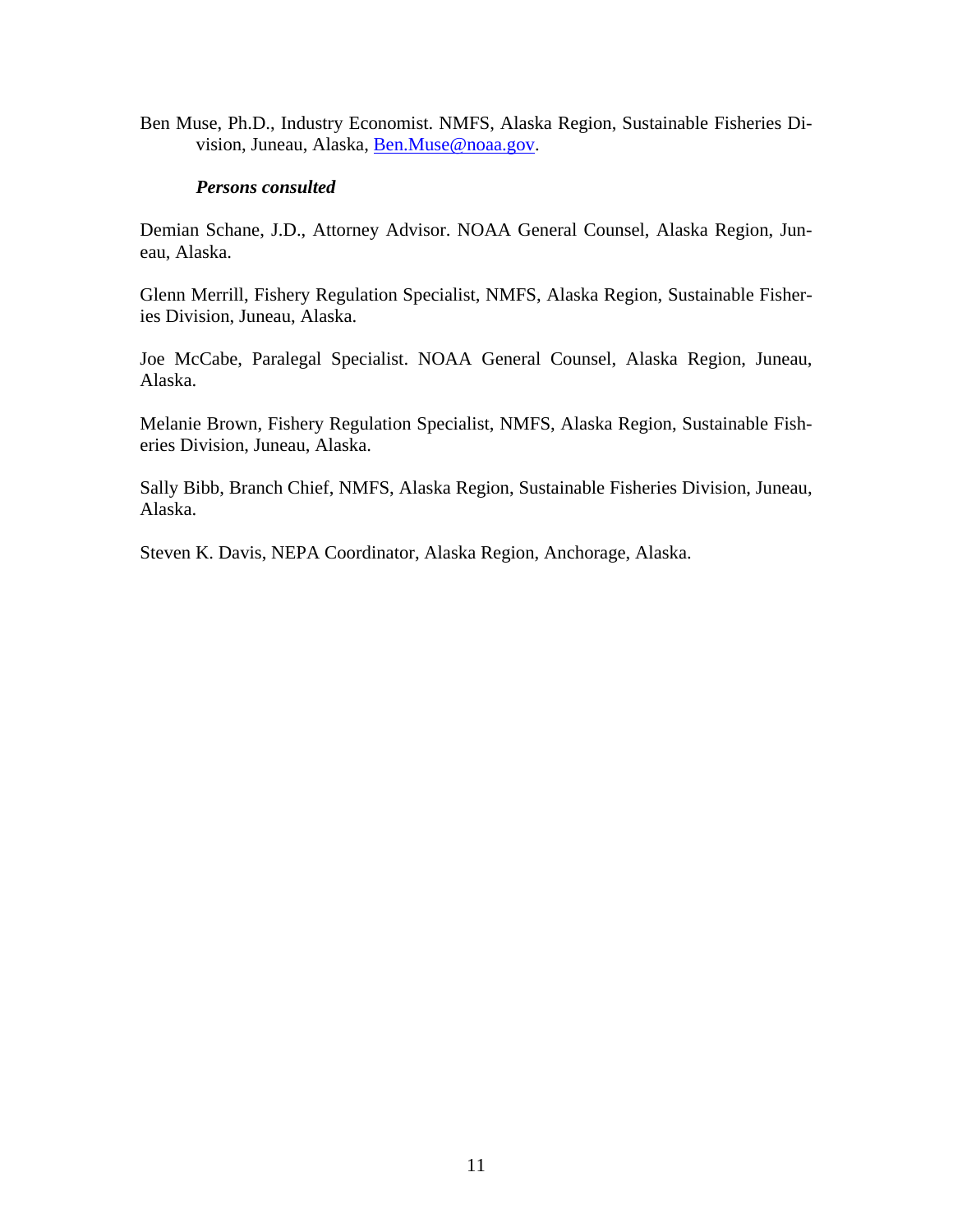Ben Muse, Ph.D., Industry Economist. NMFS, Alaska Region, Sustainable Fisheries Division, Juneau, Alaska, Ben.Muse@noaa.gov.

***Persons consulted***

Demian Schane, J.D., Attorney Advisor. NOAA General Counsel, Alaska Region, Juneau, Alaska.

Glenn Merrill, Fishery Regulation Specialist, NMFS, Alaska Region, Sustainable Fisheries Division, Juneau, Alaska.

Joe McCabe, Paralegal Specialist. NOAA General Counsel, Alaska Region, Juneau, Alaska.

Melanie Brown, Fishery Regulation Specialist, NMFS, Alaska Region, Sustainable Fisheries Division, Juneau, Alaska.

Sally Bibb, Branch Chief, NMFS, Alaska Region, Sustainable Fisheries Division, Juneau, Alaska.

Steven K. Davis, NEPA Coordinator, Alaska Region, Anchorage, Alaska.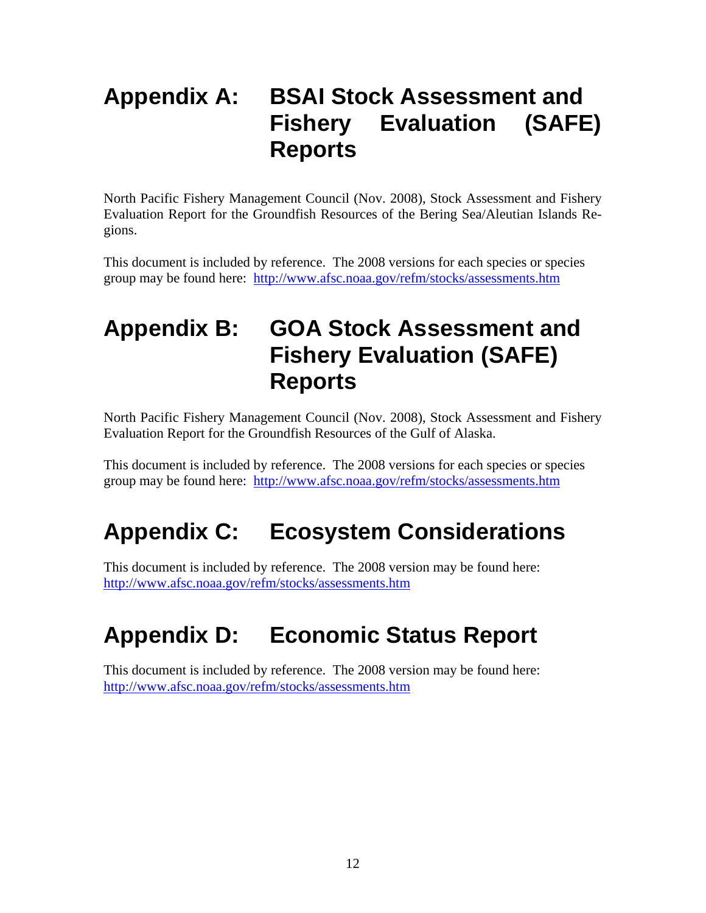# Appendix A: BSAI Stock Assessment and Fishery Evaluation (SAFE) Reports

North Pacific Fishery Management Council (Nov. 2008), Stock Assessment and Fishery Evaluation Report for the Groundfish Resources of the Bering Sea/Aleutian Islands Regions.

This document is included by reference. The 2008 versions for each species or species group may be found here: http://www.afsc.noaa.gov/refm/stocks/assessments.htm

# Appendix B: GOA Stock Assessment and Fishery Evaluation (SAFE) Reports

North Pacific Fishery Management Council (Nov. 2008), Stock Assessment and Fishery Evaluation Report for the Groundfish Resources of the Gulf of Alaska.

This document is included by reference. The 2008 versions for each species or species group may be found here: http://www.afsc.noaa.gov/refm/stocks/assessments.htm

# Appendix C: Ecosystem Considerations

This document is included by reference. The 2008 version may be found here: http://www.afsc.noaa.gov/refm/stocks/assessments.htm

# Appendix D: Economic Status Report

This document is included by reference. The 2008 version may be found here: http://www.afsc.noaa.gov/refm/stocks/assessments.htm